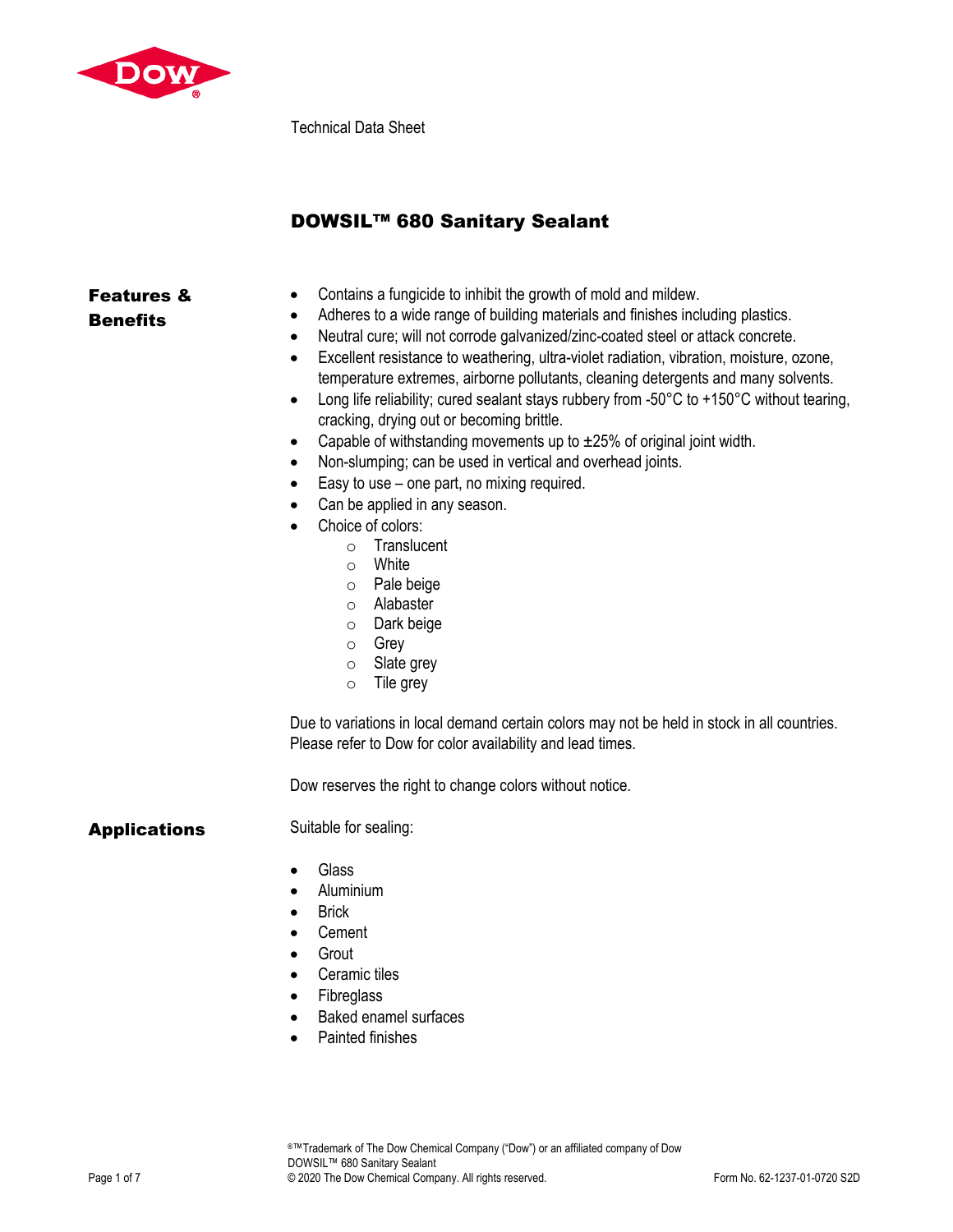Technical Data Sheet

# DOWSIL™ 680 Sanitary Sealant

## Features & Benefits

- Contains a fungicide to inhibit the growth of mold and mildew.
- Adheres to a wide range of building materials and finishes including plastics.
- Neutral cure; will not corrode galvanized/zinc-coated steel or attack concrete.
- Excellent resistance to weathering, ultra-violet radiation, vibration, moisture, ozone, temperature extremes, airborne pollutants, cleaning detergents and many solvents.
- Long life reliability; cured sealant stays rubbery from -50°C to +150°C without tearing, cracking, drying out or becoming brittle.
- Capable of withstanding movements up to ±25% of original joint width.
- Non-slumping; can be used in vertical and overhead joints.
- Easy to use – one part, no mixing required.
- Can be applied in any season.
- Choice of colors:
  - Translucent
  - White
  - Pale beige
  - Alabaster
  - Dark beige
  - Grey
  - Slate grey
  - Tile grey

Due to variations in local demand certain colors may not be held in stock in all countries. Please refer to Dow for color availability and lead times.

Dow reserves the right to change colors without notice.

## Applications

Suitable for sealing:

- Glass
- Aluminium
- Brick
- Cement
- Grout
- Ceramic tiles
- Fibreglass
- Baked enamel surfaces
- Painted finishes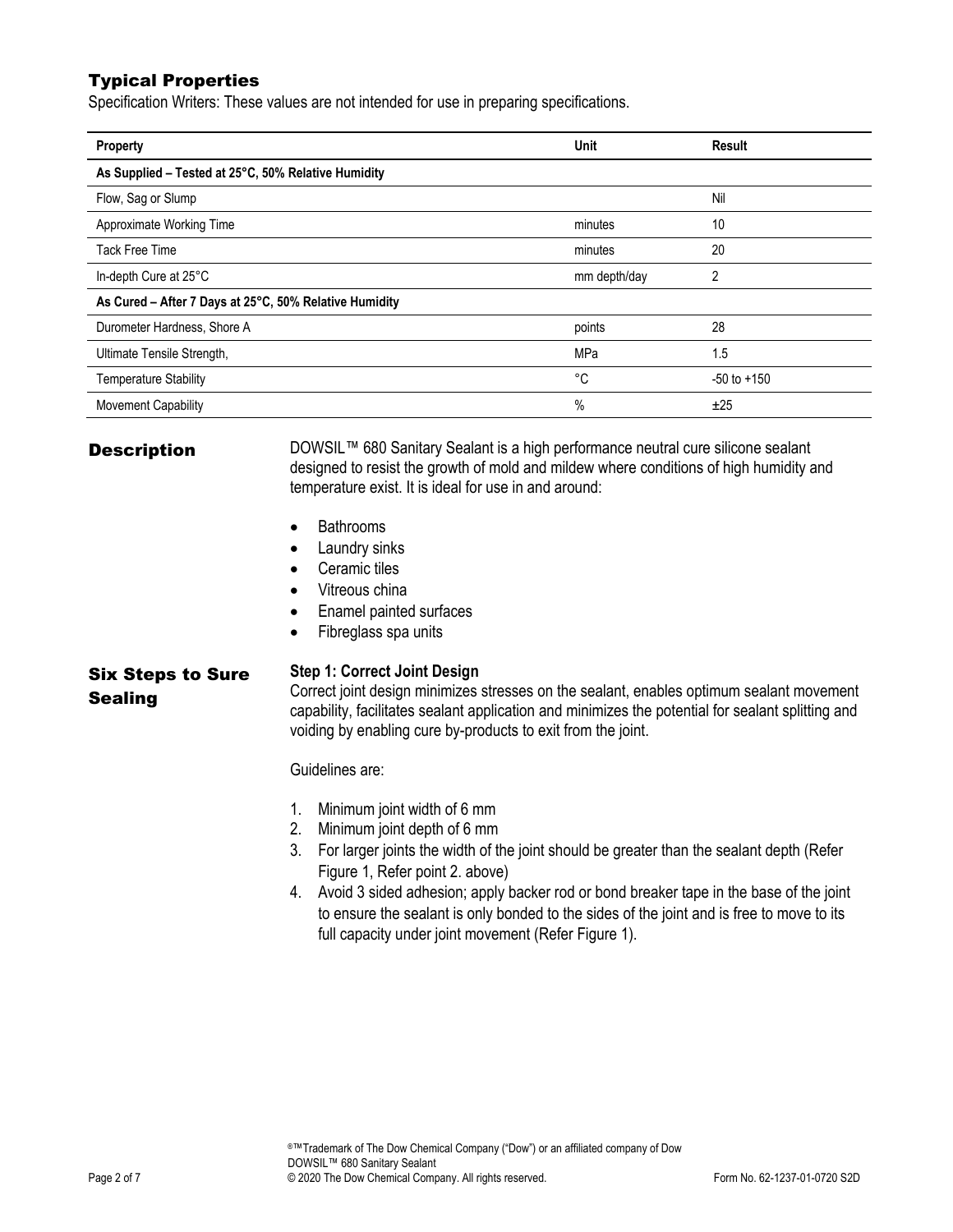## Typical Properties

Specification Writers: These values are not intended for use in preparing specifications.

| Property | Unit | Result |
|---|---|---|
| **As Supplied – Tested at 25°C, 50% Relative Humidity** | | |
| Flow, Sag or Slump | | Nil |
| Approximate Working Time | minutes | 10 |
| Tack Free Time | minutes | 20 |
| In-depth Cure at 25°C | mm depth/day | 2 |
| **As Cured – After 7 Days at 25°C, 50% Relative Humidity** | | |
| Durometer Hardness, Shore A | points | 28 |
| Ultimate Tensile Strength, | MPa | 1.5 |
| Temperature Stability | °C | -50 to +150 |
| Movement Capability | % | ±25 |

## Description

DOWSIL™ 680 Sanitary Sealant is a high performance neutral cure silicone sealant designed to resist the growth of mold and mildew where conditions of high humidity and temperature exist. It is ideal for use in and around:

- Bathrooms
- Laundry sinks
- Ceramic tiles
- Vitreous china
- Enamel painted surfaces
- Fibreglass spa units

## Six Steps to Sure Sealing

**Step 1: Correct Joint Design**

Correct joint design minimizes stresses on the sealant, enables optimum sealant movement capability, facilitates sealant application and minimizes the potential for sealant splitting and voiding by enabling cure by-products to exit from the joint.

Guidelines are:

1. Minimum joint width of 6 mm
2. Minimum joint depth of 6 mm
3. For larger joints the width of the joint should be greater than the sealant depth (Refer Figure 1, Refer point 2. above)
4. Avoid 3 sided adhesion; apply backer rod or bond breaker tape in the base of the joint to ensure the sealant is only bonded to the sides of the joint and is free to move to its full capacity under joint movement (Refer Figure 1).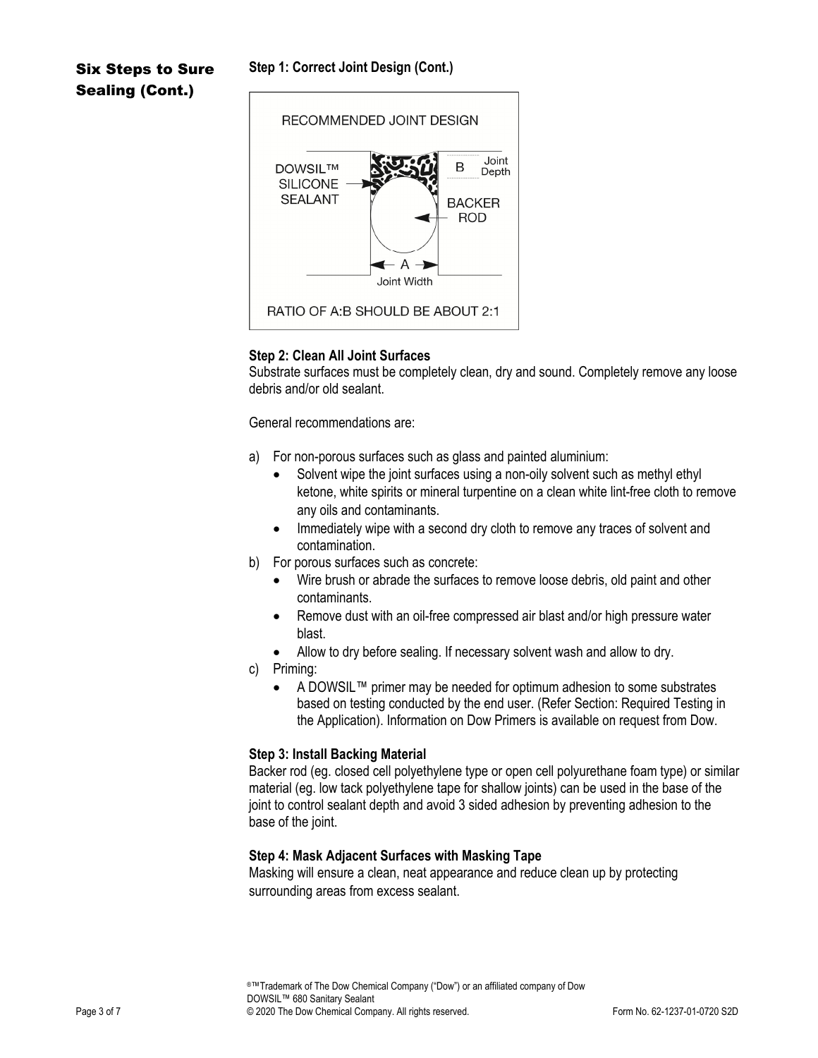## Six Steps to Sure Sealing (Cont.)

**Step 1: Correct Joint Design (Cont.)**

RECOMMENDED JOINT DESIGN

DOWSIL™ SILICONE SEALANT

B Joint Depth

BACKER ROD

A Joint Width

RATIO OF A:B SHOULD BE ABOUT 2:1

**Step 2: Clean All Joint Surfaces**

Substrate surfaces must be completely clean, dry and sound. Completely remove any loose debris and/or old sealant.

General recommendations are:

a) For non-porous surfaces such as glass and painted aluminium:
   - Solvent wipe the joint surfaces using a non-oily solvent such as methyl ethyl ketone, white spirits or mineral turpentine on a clean white lint-free cloth to remove any oils and contaminants.
   - Immediately wipe with a second dry cloth to remove any traces of solvent and contamination.

b) For porous surfaces such as concrete:
   - Wire brush or abrade the surfaces to remove loose debris, old paint and other contaminants.
   - Remove dust with an oil-free compressed air blast and/or high pressure water blast.
   - Allow to dry before sealing. If necessary solvent wash and allow to dry.

c) Priming:
   - A DOWSIL™ primer may be needed for optimum adhesion to some substrates based on testing conducted by the end user. (Refer Section: Required Testing in the Application). Information on Dow Primers is available on request from Dow.

**Step 3: Install Backing Material**

Backer rod (eg. closed cell polyethylene type or open cell polyurethane foam type) or similar material (eg. low tack polyethylene tape for shallow joints) can be used in the base of the joint to control sealant depth and avoid 3 sided adhesion by preventing adhesion to the base of the joint.

**Step 4: Mask Adjacent Surfaces with Masking Tape**

Masking will ensure a clean, neat appearance and reduce clean up by protecting surrounding areas from excess sealant.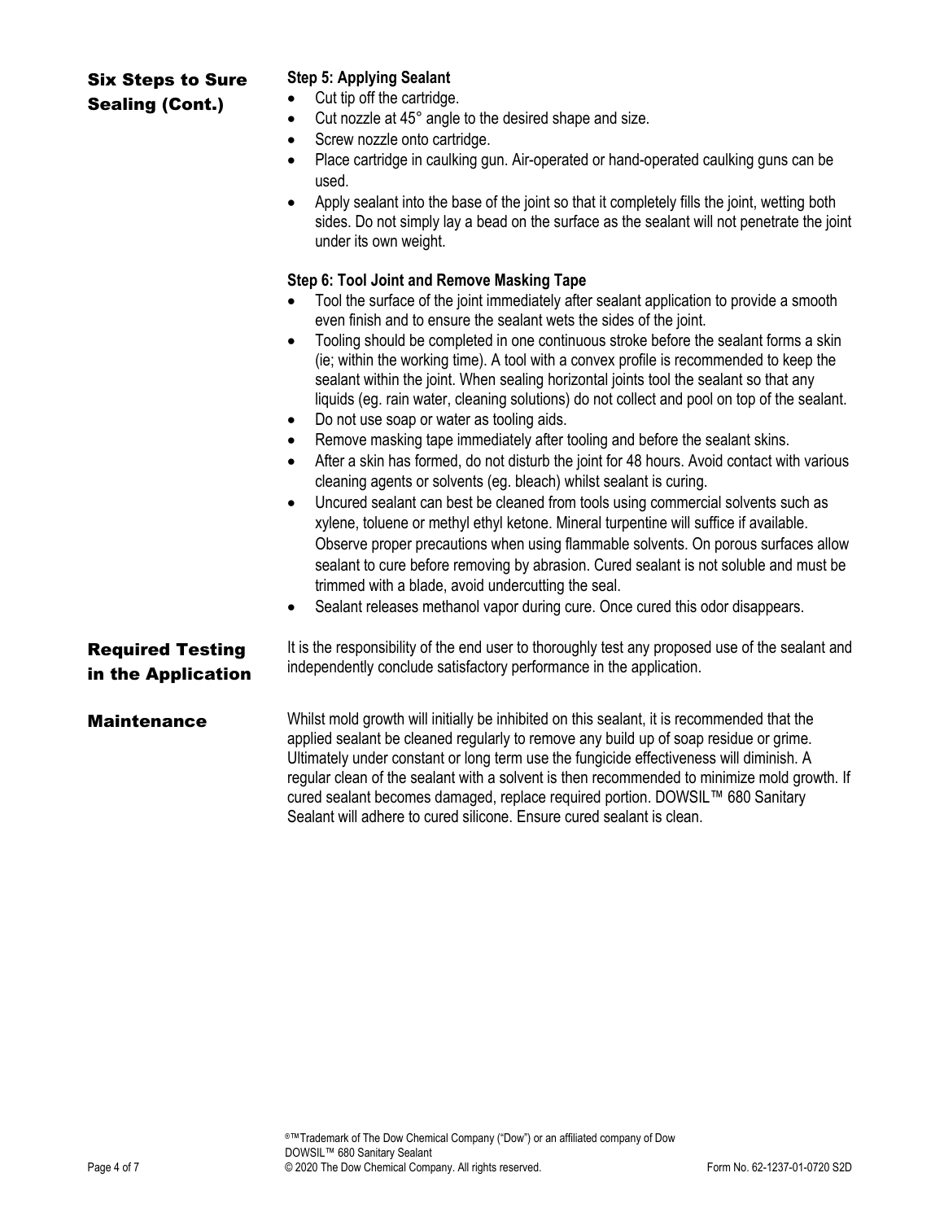## Six Steps to Sure Sealing (Cont.)

**Step 5: Applying Sealant**

- Cut tip off the cartridge.
- Cut nozzle at 45° angle to the desired shape and size.
- Screw nozzle onto cartridge.
- Place cartridge in caulking gun. Air-operated or hand-operated caulking guns can be used.
- Apply sealant into the base of the joint so that it completely fills the joint, wetting both sides. Do not simply lay a bead on the surface as the sealant will not penetrate the joint under its own weight.

**Step 6: Tool Joint and Remove Masking Tape**

- Tool the surface of the joint immediately after sealant application to provide a smooth even finish and to ensure the sealant wets the sides of the joint.
- Tooling should be completed in one continuous stroke before the sealant forms a skin (ie; within the working time). A tool with a convex profile is recommended to keep the sealant within the joint. When sealing horizontal joints tool the sealant so that any liquids (eg. rain water, cleaning solutions) do not collect and pool on top of the sealant.
- Do not use soap or water as tooling aids.
- Remove masking tape immediately after tooling and before the sealant skins.
- After a skin has formed, do not disturb the joint for 48 hours. Avoid contact with various cleaning agents or solvents (eg. bleach) whilst sealant is curing.
- Uncured sealant can best be cleaned from tools using commercial solvents such as xylene, toluene or methyl ethyl ketone. Mineral turpentine will suffice if available. Observe proper precautions when using flammable solvents. On porous surfaces allow sealant to cure before removing by abrasion. Cured sealant is not soluble and must be trimmed with a blade, avoid undercutting the seal.
- Sealant releases methanol vapor during cure. Once cured this odor disappears.

## Required Testing in the Application

It is the responsibility of the end user to thoroughly test any proposed use of the sealant and independently conclude satisfactory performance in the application.

## Maintenance

Whilst mold growth will initially be inhibited on this sealant, it is recommended that the applied sealant be cleaned regularly to remove any build up of soap residue or grime. Ultimately under constant or long term use the fungicide effectiveness will diminish. A regular clean of the sealant with a solvent is then recommended to minimize mold growth. If cured sealant becomes damaged, replace required portion. DOWSIL™ 680 Sanitary Sealant will adhere to cured silicone. Ensure cured sealant is clean.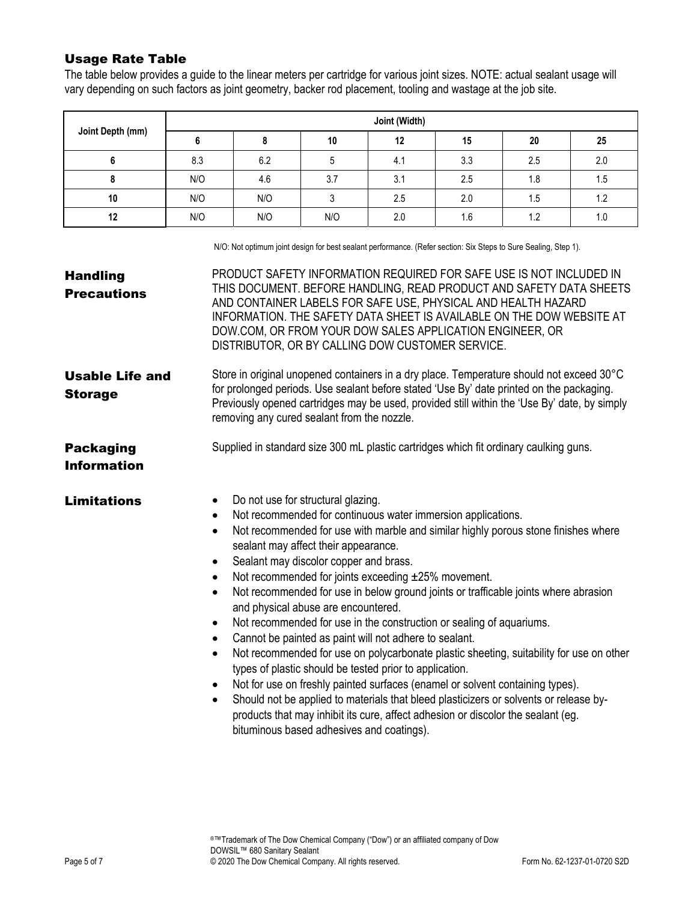## Usage Rate Table

The table below provides a guide to the linear meters per cartridge for various joint sizes. NOTE: actual sealant usage will vary depending on such factors as joint geometry, backer rod placement, tooling and wastage at the job site.

| Joint Depth (mm) | Joint (Width) | | | | | | |
|---|---|---|---|---|---|---|---|
| | 6 | 8 | 10 | 12 | 15 | 20 | 25 |
| 6 | 8.3 | 6.2 | 5 | 4.1 | 3.3 | 2.5 | 2.0 |
| 8 | N/O | 4.6 | 3.7 | 3.1 | 2.5 | 1.8 | 1.5 |
| 10 | N/O | N/O | 3 | 2.5 | 2.0 | 1.5 | 1.2 |
| 12 | N/O | N/O | N/O | 2.0 | 1.6 | 1.2 | 1.0 |

N/O: Not optimum joint design for best sealant performance. (Refer section: Six Steps to Sure Sealing, Step 1).

## Handling Precautions

PRODUCT SAFETY INFORMATION REQUIRED FOR SAFE USE IS NOT INCLUDED IN THIS DOCUMENT. BEFORE HANDLING, READ PRODUCT AND SAFETY DATA SHEETS AND CONTAINER LABELS FOR SAFE USE, PHYSICAL AND HEALTH HAZARD INFORMATION. THE SAFETY DATA SHEET IS AVAILABLE ON THE DOW WEBSITE AT DOW.COM, OR FROM YOUR DOW SALES APPLICATION ENGINEER, OR DISTRIBUTOR, OR BY CALLING DOW CUSTOMER SERVICE.

## Usable Life and Storage

Store in original unopened containers in a dry place. Temperature should not exceed 30°C for prolonged periods. Use sealant before stated 'Use By' date printed on the packaging. Previously opened cartridges may be used, provided still within the 'Use By' date, by simply removing any cured sealant from the nozzle.

## Packaging Information

Supplied in standard size 300 mL plastic cartridges which fit ordinary caulking guns.

## Limitations

- Do not use for structural glazing.
- Not recommended for continuous water immersion applications.
- Not recommended for use with marble and similar highly porous stone finishes where sealant may affect their appearance.
- Sealant may discolor copper and brass.
- Not recommended for joints exceeding ±25% movement.
- Not recommended for use in below ground joints or trafficable joints where abrasion and physical abuse are encountered.
- Not recommended for use in the construction or sealing of aquariums.
- Cannot be painted as paint will not adhere to sealant.
- Not recommended for use on polycarbonate plastic sheeting, suitability for use on other types of plastic should be tested prior to application.
- Not for use on freshly painted surfaces (enamel or solvent containing types).
- Should not be applied to materials that bleed plasticizers or solvents or release by-products that may inhibit its cure, affect adhesion or discolor the sealant (eg. bituminous based adhesives and coatings).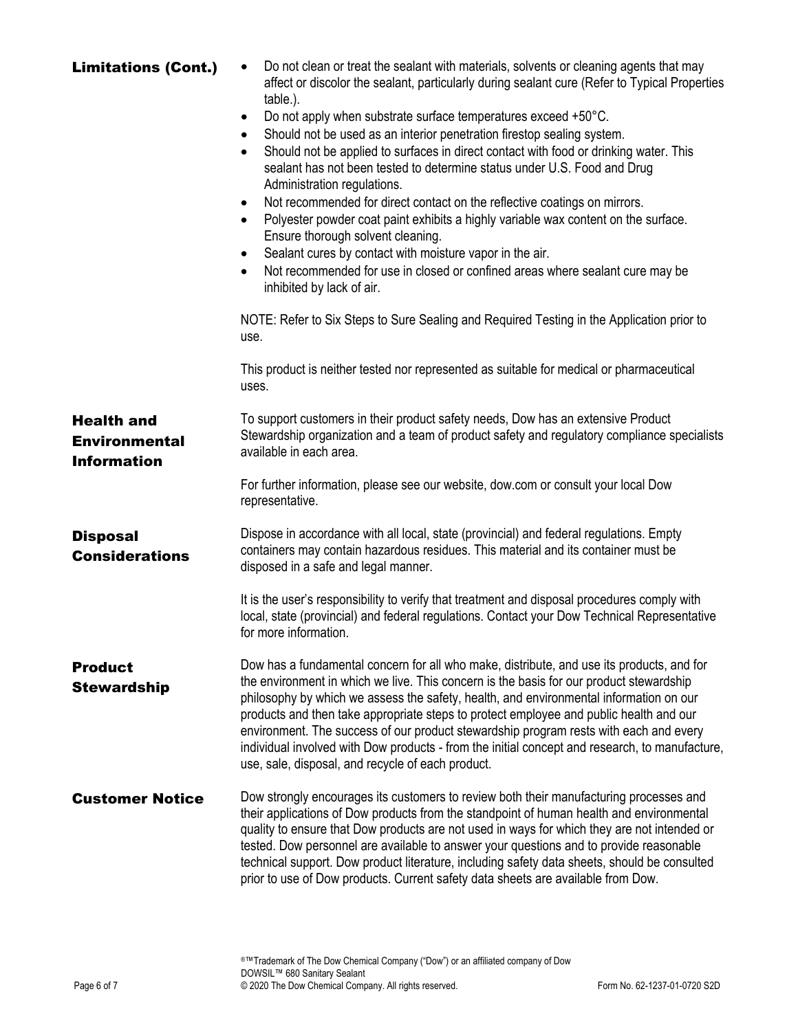## Limitations (Cont.)

- Do not clean or treat the sealant with materials, solvents or cleaning agents that may affect or discolor the sealant, particularly during sealant cure (Refer to Typical Properties table.).
- Do not apply when substrate surface temperatures exceed +50°C.
- Should not be used as an interior penetration firestop sealing system.
- Should not be applied to surfaces in direct contact with food or drinking water. This sealant has not been tested to determine status under U.S. Food and Drug Administration regulations.
- Not recommended for direct contact on the reflective coatings on mirrors.
- Polyester powder coat paint exhibits a highly variable wax content on the surface. Ensure thorough solvent cleaning.
- Sealant cures by contact with moisture vapor in the air.
- Not recommended for use in closed or confined areas where sealant cure may be inhibited by lack of air.

NOTE: Refer to Six Steps to Sure Sealing and Required Testing in the Application prior to use.

This product is neither tested nor represented as suitable for medical or pharmaceutical uses.

## Health and Environmental Information

To support customers in their product safety needs, Dow has an extensive Product Stewardship organization and a team of product safety and regulatory compliance specialists available in each area.

For further information, please see our website, dow.com or consult your local Dow representative.

## Disposal Considerations

Dispose in accordance with all local, state (provincial) and federal regulations. Empty containers may contain hazardous residues. This material and its container must be disposed in a safe and legal manner.

It is the user's responsibility to verify that treatment and disposal procedures comply with local, state (provincial) and federal regulations. Contact your Dow Technical Representative for more information.

## Product Stewardship

Dow has a fundamental concern for all who make, distribute, and use its products, and for the environment in which we live. This concern is the basis for our product stewardship philosophy by which we assess the safety, health, and environmental information on our products and then take appropriate steps to protect employee and public health and our environment. The success of our product stewardship program rests with each and every individual involved with Dow products - from the initial concept and research, to manufacture, use, sale, disposal, and recycle of each product.

## Customer Notice

Dow strongly encourages its customers to review both their manufacturing processes and their applications of Dow products from the standpoint of human health and environmental quality to ensure that Dow products are not used in ways for which they are not intended or tested. Dow personnel are available to answer your questions and to provide reasonable technical support. Dow product literature, including safety data sheets, should be consulted prior to use of Dow products. Current safety data sheets are available from Dow.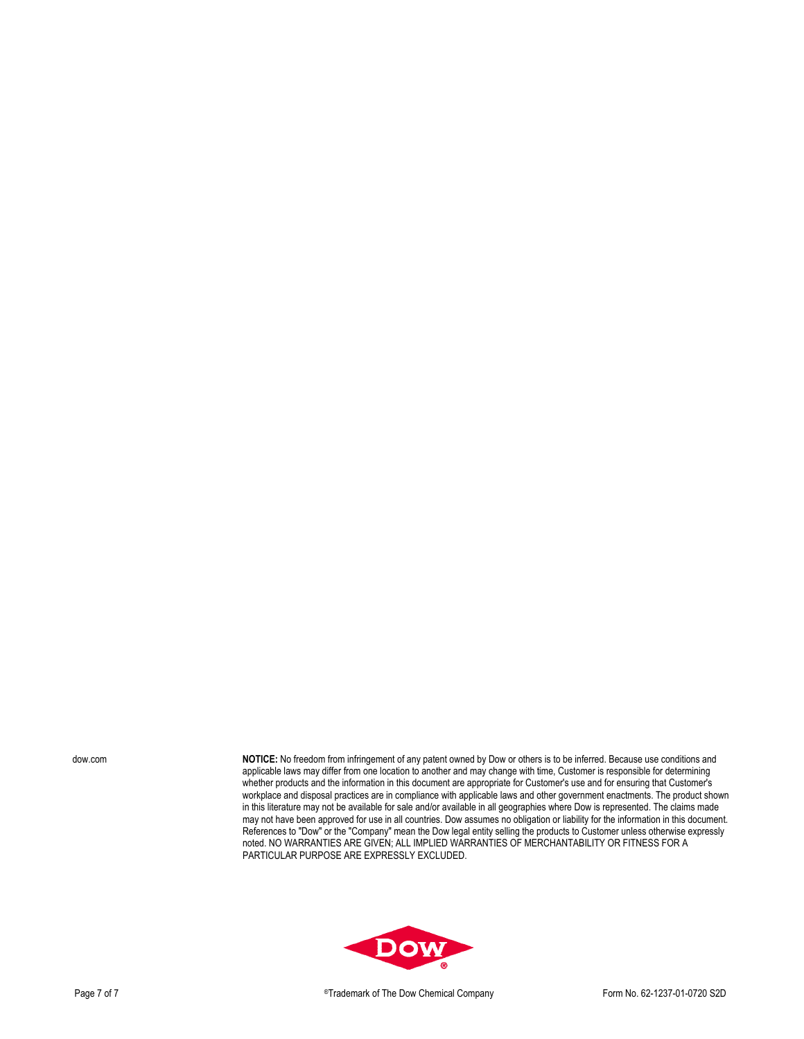dow.com

**NOTICE:** No freedom from infringement of any patent owned by Dow or others is to be inferred. Because use conditions and applicable laws may differ from one location to another and may change with time, Customer is responsible for determining whether products and the information in this document are appropriate for Customer's use and for ensuring that Customer's workplace and disposal practices are in compliance with applicable laws and other government enactments. The product shown in this literature may not be available for sale and/or available in all geographies where Dow is represented. The claims made may not have been approved for use in all countries. Dow assumes no obligation or liability for the information in this document. References to "Dow" or the "Company" mean the Dow legal entity selling the products to Customer unless otherwise expressly noted. NO WARRANTIES ARE GIVEN; ALL IMPLIED WARRANTIES OF MERCHANTABILITY OR FITNESS FOR A PARTICULAR PURPOSE ARE EXPRESSLY EXCLUDED.

®Trademark of The Dow Chemical Company

Form No. 62-1237-01-0720 S2D